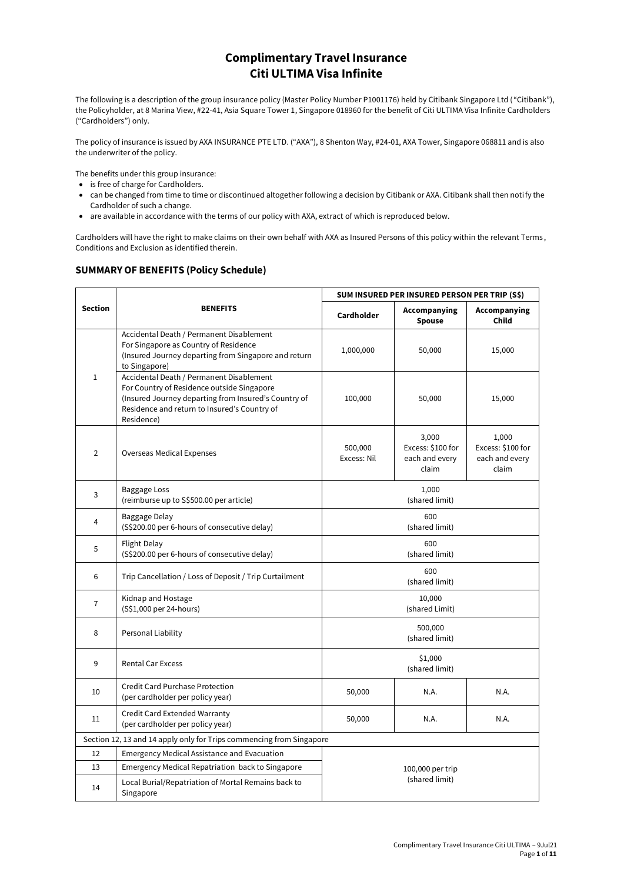# Complimentary Travel Insurance
# Citi ULTIMA Visa Infinite

The following is a description of the group insurance policy (Master Policy Number P1001176) held by Citibank Singapore Ltd ("Citibank"), the Policyholder, at 8 Marina View, #22-41, Asia Square Tower 1, Singapore 018960 for the benefit of Citi ULTIMA Visa Infinite Cardholders ("Cardholders") only.

The policy of insurance is issued by AXA INSURANCE PTE LTD. ("AXA"), 8 Shenton Way, #24-01, AXA Tower, Singapore 068811 and is also the underwriter of the policy.

The benefits under this group insurance:

- is free of charge for Cardholders.
- can be changed from time to time or discontinued altogether following a decision by Citibank or AXA. Citibank shall then notify the Cardholder of such a change.
- are available in accordance with the terms of our policy with AXA, extract of which is reproduced below.

Cardholders will have the right to make claims on their own behalf with AXA as Insured Persons of this policy within the relevant Terms, Conditions and Exclusion as identified therein.

## SUMMARY OF BENEFITS (Policy Schedule)

| Section | BENEFITS | SUM INSURED PER INSURED PERSON PER TRIP (S$) | | |
|---|---|---|---|---|
| | | Cardholder | Accompanying Spouse | Accompanying Child |
| 1 | Accidental Death / Permanent Disablement For Singapore as Country of Residence (Insured Journey departing from Singapore and return to Singapore) | 1,000,000 | 50,000 | 15,000 |
| | Accidental Death / Permanent Disablement For Country of Residence outside Singapore (Insured Journey departing from Insured's Country of Residence and return to Insured's Country of Residence) | 100,000 | 50,000 | 15,000 |
| 2 | Overseas Medical Expenses | 500,000 Excess: Nil | 3,000 Excess: $100 for each and every claim | 1,000 Excess: $100 for each and every claim |
| 3 | Baggage Loss (reimburse up to S$500.00 per article) | 1,000 (shared limit) | | |
| 4 | Baggage Delay (S$200.00 per 6-hours of consecutive delay) | 600 (shared limit) | | |
| 5 | Flight Delay (S$200.00 per 6-hours of consecutive delay) | 600 (shared limit) | | |
| 6 | Trip Cancellation / Loss of Deposit / Trip Curtailment | 600 (shared limit) | | |
| 7 | Kidnap and Hostage (S$1,000 per 24-hours) | 10,000 (shared Limit) | | |
| 8 | Personal Liability | 500,000 (shared limit) | | |
| 9 | Rental Car Excess | $1,000 (shared limit) | | |
| 10 | Credit Card Purchase Protection (per cardholder per policy year) | 50,000 | N.A. | N.A. |
| 11 | Credit Card Extended Warranty (per cardholder per policy year) | 50,000 | N.A. | N.A. |
| Section 12, 13 and 14 apply only for Trips commencing from Singapore | | | | |
| 12 | Emergency Medical Assistance and Evacuation | 100,000 per trip (shared limit) | | |
| 13 | Emergency Medical Repatriation back to Singapore | | | |
| 14 | Local Burial/Repatriation of Mortal Remains back to Singapore | | | |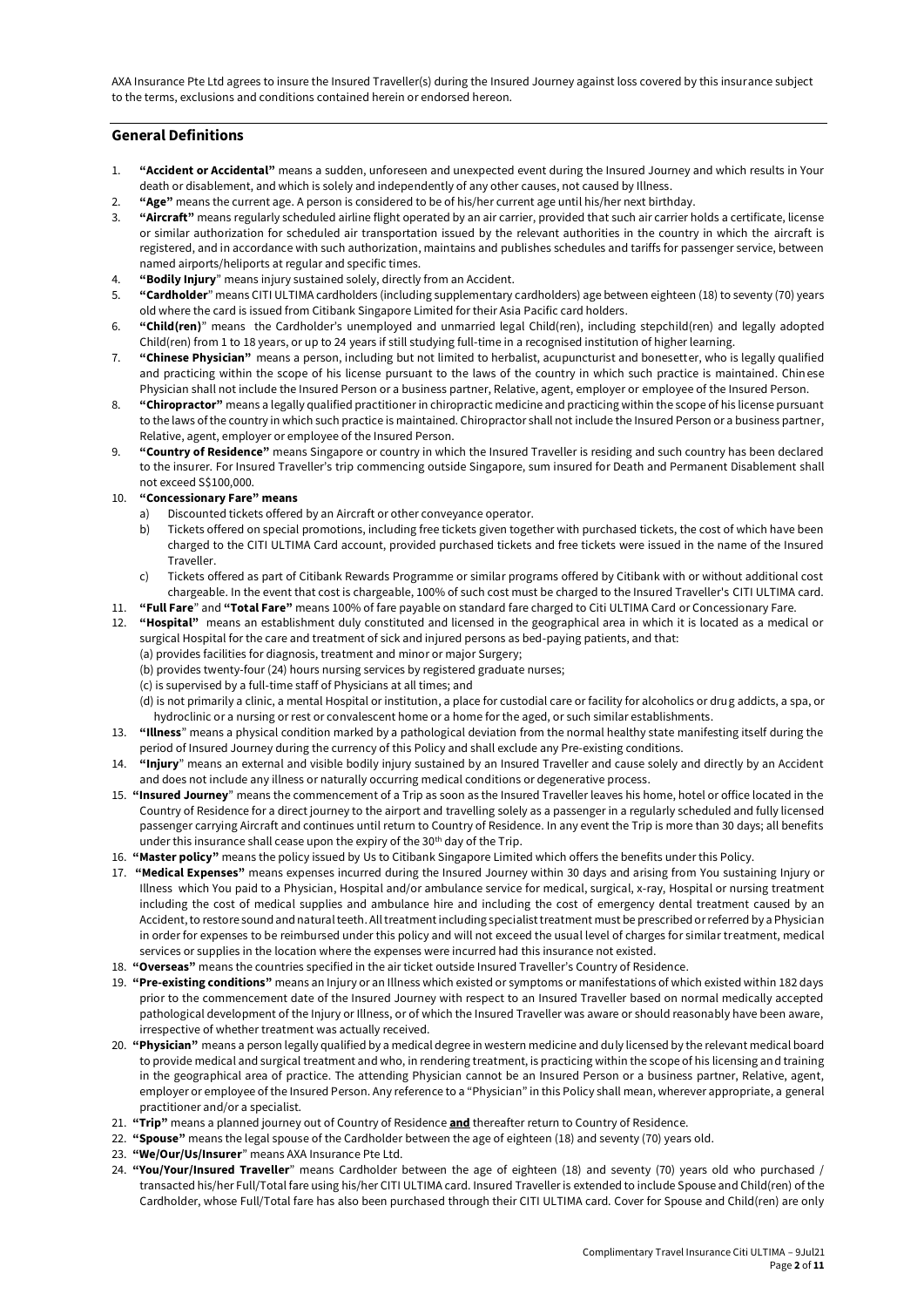AXA Insurance Pte Ltd agrees to insure the Insured Traveller(s) during the Insured Journey against loss covered by this insurance subject to the terms, exclusions and conditions contained herein or endorsed hereon.

## General Definitions

1. **"Accident or Accidental"** means a sudden, unforeseen and unexpected event during the Insured Journey and which results in Your death or disablement, and which is solely and independently of any other causes, not caused by Illness.
2. **"Age"** means the current age. A person is considered to be of his/her current age until his/her next birthday.
3. **"Aircraft"** means regularly scheduled airline flight operated by an air carrier, provided that such air carrier holds a certificate, license or similar authorization for scheduled air transportation issued by the relevant authorities in the country in which the aircraft is registered, and in accordance with such authorization, maintains and publishes schedules and tariffs for passenger service, between named airports/heliports at regular and specific times.
4. **"Bodily Injury"** means injury sustained solely, directly from an Accident.
5. **"Cardholder"** means CITI ULTIMA cardholders (including supplementary cardholders) age between eighteen (18) to seventy (70) years old where the card is issued from Citibank Singapore Limited for their Asia Pacific card holders.
6. **"Child(ren)"** means the Cardholder's unemployed and unmarried legal Child(ren), including stepchild(ren) and legally adopted Child(ren) from 1 to 18 years, or up to 24 years if still studying full-time in a recognised institution of higher learning.
7. **"Chinese Physician"** means a person, including but not limited to herbalist, acupuncturist and bonesetter, who is legally qualified and practicing within the scope of his license pursuant to the laws of the country in which such practice is maintained. Chinese Physician shall not include the Insured Person or a business partner, Relative, agent, employer or employee of the Insured Person.
8. **"Chiropractor"** means a legally qualified practitioner in chiropractic medicine and practicing within the scope of his license pursuant to the laws of the country in which such practice is maintained. Chiropractor shall not include the Insured Person or a business partner, Relative, agent, employer or employee of the Insured Person.
9. **"Country of Residence"** means Singapore or country in which the Insured Traveller is residing and such country has been declared to the insurer. For Insured Traveller's trip commencing outside Singapore, sum insured for Death and Permanent Disablement shall not exceed S$100,000.
10. **"Concessionary Fare" means**
    a) Discounted tickets offered by an Aircraft or other conveyance operator.
    b) Tickets offered on special promotions, including free tickets given together with purchased tickets, the cost of which have been charged to the CITI ULTIMA Card account, provided purchased tickets and free tickets were issued in the name of the Insured Traveller.
    c) Tickets offered as part of Citibank Rewards Programme or similar programs offered by Citibank with or without additional cost chargeable. In the event that cost is chargeable, 100% of such cost must be charged to the Insured Traveller's CITI ULTIMA card.
11. **"Full Fare"** and **"Total Fare"** means 100% of fare payable on standard fare charged to Citi ULTIMA Card or Concessionary Fare.
12. **"Hospital"** means an establishment duly constituted and licensed in the geographical area in which it is located as a medical or surgical Hospital for the care and treatment of sick and injured persons as bed-paying patients, and that:
    (a) provides facilities for diagnosis, treatment and minor or major Surgery;
    (b) provides twenty-four (24) hours nursing services by registered graduate nurses;
    (c) is supervised by a full-time staff of Physicians at all times; and
    (d) is not primarily a clinic, a mental Hospital or institution, a place for custodial care or facility for alcoholics or drug addicts, a spa, or hydroclinic or a nursing or rest or convalescent home or a home for the aged, or such similar establishments.
13. **"Illness"** means a physical condition marked by a pathological deviation from the normal healthy state manifesting itself during the period of Insured Journey during the currency of this Policy and shall exclude any Pre-existing conditions.
14. **"Injury"** means an external and visible bodily injury sustained by an Insured Traveller and cause solely and directly by an Accident and does not include any illness or naturally occurring medical conditions or degenerative process.
15. **"Insured Journey"** means the commencement of a Trip as soon as the Insured Traveller leaves his home, hotel or office located in the Country of Residence for a direct journey to the airport and travelling solely as a passenger in a regularly scheduled and fully licensed passenger carrying Aircraft and continues until return to Country of Residence. In any event the Trip is more than 30 days; all benefits under this insurance shall cease upon the expiry of the 30th day of the Trip.
16. **"Master policy"** means the policy issued by Us to Citibank Singapore Limited which offers the benefits under this Policy.
17. **"Medical Expenses"** means expenses incurred during the Insured Journey within 30 days and arising from You sustaining Injury or Illness which You paid to a Physician, Hospital and/or ambulance service for medical, surgical, x-ray, Hospital or nursing treatment including the cost of medical supplies and ambulance hire and including the cost of emergency dental treatment caused by an Accident, to restore sound and natural teeth. All treatment including specialist treatment must be prescribed or referred by a Physician in order for expenses to be reimbursed under this policy and will not exceed the usual level of charges for similar treatment, medical services or supplies in the location where the expenses were incurred had this insurance not existed.
18. **"Overseas"** means the countries specified in the air ticket outside Insured Traveller's Country of Residence.
19. **"Pre-existing conditions"** means an Injury or an Illness which existed or symptoms or manifestations of which existed within 182 days prior to the commencement date of the Insured Journey with respect to an Insured Traveller based on normal medically accepted pathological development of the Injury or Illness, or of which the Insured Traveller was aware or should reasonably have been aware, irrespective of whether treatment was actually received.
20. **"Physician"** means a person legally qualified by a medical degree in western medicine and duly licensed by the relevant medical board to provide medical and surgical treatment and who, in rendering treatment, is practicing within the scope of his licensing and training in the geographical area of practice. The attending Physician cannot be an Insured Person or a business partner, Relative, agent, employer or employee of the Insured Person. Any reference to a "Physician" in this Policy shall mean, wherever appropriate, a general practitioner and/or a specialist.
21. **"Trip"** means a planned journey out of Country of Residence **and** thereafter return to Country of Residence.
22. **"Spouse"** means the legal spouse of the Cardholder between the age of eighteen (18) and seventy (70) years old.
23. **"We/Our/Us/Insurer"** means AXA Insurance Pte Ltd.
24. **"You/Your/Insured Traveller"** means Cardholder between the age of eighteen (18) and seventy (70) years old who purchased / transacted his/her Full/Total fare using his/her CITI ULTIMA card. Insured Traveller is extended to include Spouse and Child(ren) of the Cardholder, whose Full/Total fare has also been purchased through their CITI ULTIMA card. Cover for Spouse and Child(ren) are only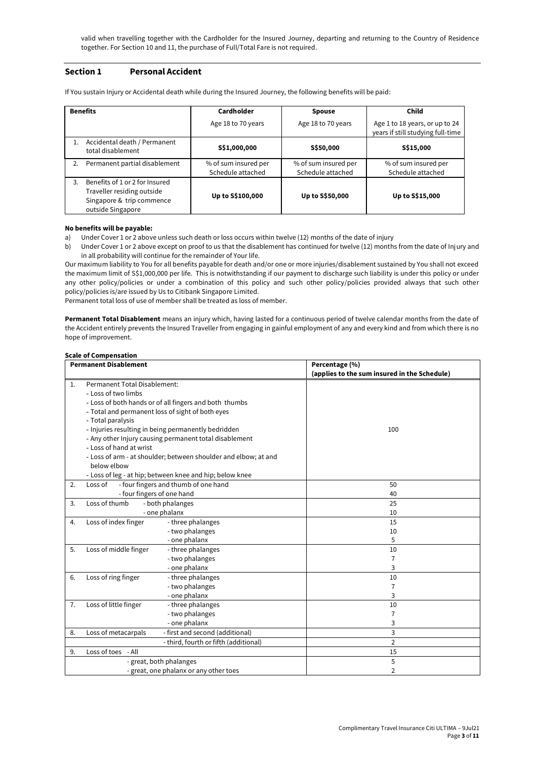valid when travelling together with the Cardholder for the Insured Journey, departing and returning to the Country of Residence together. For Section 10 and 11, the purchase of Full/Total Fare is not required.

## Section 1 Personal Accident

If You sustain Injury or Accidental death while during the Insured Journey, the following benefits will be paid:

| Benefits | Cardholder | Spouse | Child |
|---|---|---|---|
| | Age 18 to 70 years | Age 18 to 70 years | Age 1 to 18 years, or up to 24 years if still studying full-time |
| 1. Accidental death / Permanent total disablement | **S$1,000,000** | **S$50,000** | **S$15,000** |
| 2. Permanent partial disablement | % of sum insured per Schedule attached | % of sum insured per Schedule attached | % of sum insured per Schedule attached |
| 3. Benefits of 1 or 2 for Insured Traveller residing outside Singapore & trip commence outside Singapore | **Up to S$100,000** | **Up to S$50,000** | **Up to S$15,000** |

**No benefits will be payable:**

a) Under Cover 1 or 2 above unless such death or loss occurs within twelve (12) months of the date of injury

b) Under Cover 1 or 2 above except on proof to us that the disablement has continued for twelve (12) months from the date of Injury and in all probability will continue for the remainder of Your life.

Our maximum liability to You for all benefits payable for death and/or one or more injuries/disablement sustained by You shall not exceed the maximum limit of S$1,000,000 per life. This is notwithstanding if our payment to discharge such liability is under this policy or under any other policy/policies or under a combination of this policy and such other policy/policies provided always that such other policy/policies is/are issued by Us to Citibank Singapore Limited.

Permanent total loss of use of member shall be treated as loss of member.

**Permanent Total Disablement** means an injury which, having lasted for a continuous period of twelve calendar months from the date of the Accident entirely prevents the Insured Traveller from engaging in gainful employment of any and every kind and from which there is no hope of improvement.

**Scale of Compensation**

| Permanent Disablement | Percentage (%) (applies to the sum insured in the Schedule) |
|---|---|
| 1. Permanent Total Disablement:<br>- Loss of two limbs<br>- Loss of both hands or of all fingers and both thumbs<br>- Total and permanent loss of sight of both eyes<br>- Total paralysis<br>- Injuries resulting in being permanently bedridden<br>- Any other Injury causing permanent total disablement<br>- Loss of hand at wrist<br>- Loss of arm - at shoulder; between shoulder and elbow; at and below elbow<br>- Loss of leg - at hip; between knee and hip; below knee | 100 |
| 2. Loss of - four fingers and thumb of one hand | 50 |
| - four fingers of one hand | 40 |
| 3. Loss of thumb - both phalanges | 25 |
| - one phalanx | 10 |
| 4. Loss of index finger - three phalanges | 15 |
| - two phalanges | 10 |
| - one phalanx | 5 |
| 5. Loss of middle finger - three phalanges | 10 |
| - two phalanges | 7 |
| - one phalanx | 3 |
| 6. Loss of ring finger - three phalanges | 10 |
| - two phalanges | 7 |
| - one phalanx | 3 |
| 7. Loss of little finger - three phalanges | 10 |
| - two phalanges | 7 |
| - one phalanx | 3 |
| 8. Loss of metacarpals - first and second (additional) | 3 |
| - third, fourth or fifth (additional) | 2 |
| 9. Loss of toes - All | 15 |
| - great, both phalanges | 5 |
| - great, one phalanx or any other toes | 2 |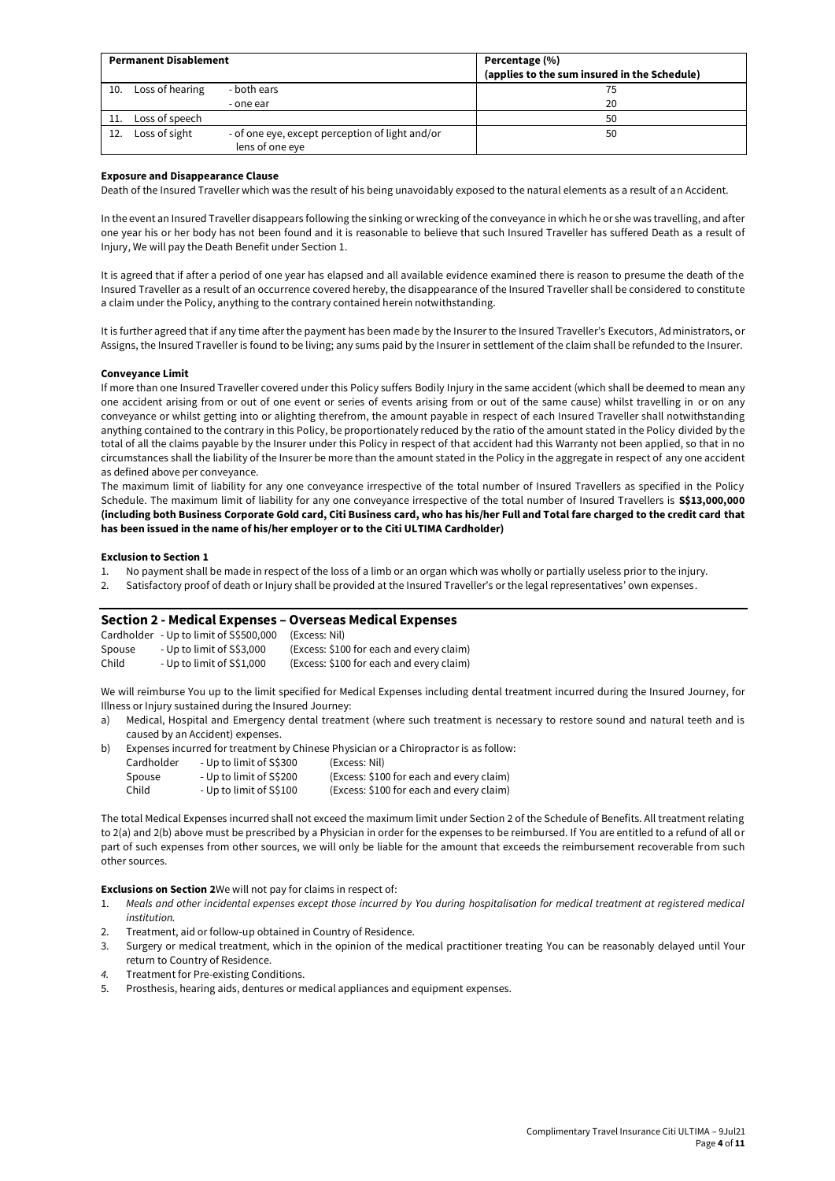| Permanent Disablement | | | Percentage (%) (applies to the sum insured in the Schedule) |
|---|---|---|---|
| 10. | Loss of hearing | - both ears | 75 |
| | | - one ear | 20 |
| 11. | Loss of speech | | 50 |
| 12. | Loss of sight | - of one eye, except perception of light and/or lens of one eye | 50 |

**Exposure and Disappearance Clause**

Death of the Insured Traveller which was the result of his being unavoidably exposed to the natural elements as a result of an Accident.

In the event an Insured Traveller disappears following the sinking or wrecking of the conveyance in which he or she was travelling, and after one year his or her body has not been found and it is reasonable to believe that such Insured Traveller has suffered Death as a result of Injury, We will pay the Death Benefit under Section 1.

It is agreed that if after a period of one year has elapsed and all available evidence examined there is reason to presume the death of the Insured Traveller as a result of an occurrence covered hereby, the disappearance of the Insured Traveller shall be considered to constitute a claim under the Policy, anything to the contrary contained herein notwithstanding.

It is further agreed that if any time after the payment has been made by the Insurer to the Insured Traveller's Executors, Administrators, or Assigns, the Insured Traveller is found to be living; any sums paid by the Insurer in settlement of the claim shall be refunded to the Insurer.

**Conveyance Limit**

If more than one Insured Traveller covered under this Policy suffers Bodily Injury in the same accident (which shall be deemed to mean any one accident arising from or out of one event or series of events arising from or out of the same cause) whilst travelling in or on any conveyance or whilst getting into or alighting therefrom, the amount payable in respect of each Insured Traveller shall notwithstanding anything contained to the contrary in this Policy, be proportionately reduced by the ratio of the amount stated in the Policy divided by the total of all the claims payable by the Insurer under this Policy in respect of that accident had this Warranty not been applied, so that in no circumstances shall the liability of the Insurer be more than the amount stated in the Policy in the aggregate in respect of any one accident as defined above per conveyance.

The maximum limit of liability for any one conveyance irrespective of the total number of Insured Travellers as specified in the Policy Schedule. The maximum limit of liability for any one conveyance irrespective of the total number of Insured Travellers is **S$13,000,000 (including both Business Corporate Gold card, Citi Business card, who has his/her Full and Total fare charged to the credit card that has been issued in the name of his/her employer or to the Citi ULTIMA Cardholder)**

**Exclusion to Section 1**

1. No payment shall be made in respect of the loss of a limb or an organ which was wholly or partially useless prior to the injury.
2. Satisfactory proof of death or Injury shall be provided at the Insured Traveller's or the legal representatives' own expenses.

## Section 2 - Medical Expenses – Overseas Medical Expenses

| | | |
|---|---|---|
| Cardholder | - Up to limit of S$500,000 | (Excess: Nil) |
| Spouse | - Up to limit of S$3,000 | (Excess: $100 for each and every claim) |
| Child | - Up to limit of S$1,000 | (Excess: $100 for each and every claim) |

We will reimburse You up to the limit specified for Medical Expenses including dental treatment incurred during the Insured Journey, for Illness or Injury sustained during the Insured Journey:

a) Medical, Hospital and Emergency dental treatment (where such treatment is necessary to restore sound and natural teeth and is caused by an Accident) expenses.
b) Expenses incurred for treatment by Chinese Physician or a Chiropractor is as follow:

| | | |
|---|---|---|
| Cardholder | - Up to limit of S$300 | (Excess: Nil) |
| Spouse | - Up to limit of S$200 | (Excess: $100 for each and every claim) |
| Child | - Up to limit of S$100 | (Excess: $100 for each and every claim) |

The total Medical Expenses incurred shall not exceed the maximum limit under Section 2 of the Schedule of Benefits. All treatment relating to 2(a) and 2(b) above must be prescribed by a Physician in order for the expenses to be reimbursed. If You are entitled to a refund of all or part of such expenses from other sources, we will only be liable for the amount that exceeds the reimbursement recoverable from such other sources.

**Exclusions on Section 2** We will not pay for claims in respect of:

1. *Meals and other incidental expenses except those incurred by You during hospitalisation for medical treatment at registered medical institution.*
2. Treatment, aid or follow-up obtained in Country of Residence.
3. Surgery or medical treatment, which in the opinion of the medical practitioner treating You can be reasonably delayed until Your return to Country of Residence.
4. Treatment for Pre-existing Conditions.
5. Prosthesis, hearing aids, dentures or medical appliances and equipment expenses.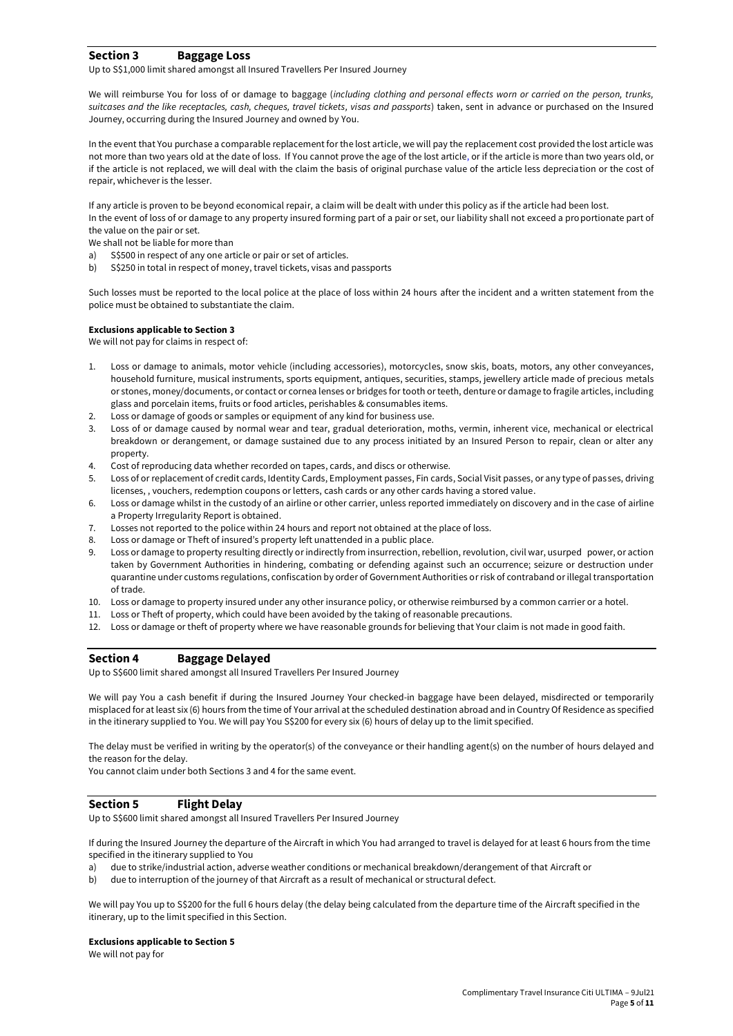## Section 3 Baggage Loss

Up to S$1,000 limit shared amongst all Insured Travellers Per Insured Journey

We will reimburse You for loss of or damage to baggage (*including clothing and personal effects worn or carried on the person, trunks, suitcases and the like receptacles, cash, cheques, travel tickets, visas and passports*) taken, sent in advance or purchased on the Insured Journey, occurring during the Insured Journey and owned by You.

In the event that You purchase a comparable replacement for the lost article, we will pay the replacement cost provided the lost article was not more than two years old at the date of loss. If You cannot prove the age of the lost article, or if the article is more than two years old, or if the article is not replaced, we will deal with the claim the basis of original purchase value of the article less depreciation or the cost of repair, whichever is the lesser.

If any article is proven to be beyond economical repair, a claim will be dealt with under this policy as if the article had been lost.
In the event of loss of or damage to any property insured forming part of a pair or set, our liability shall not exceed a proportionate part of the value on the pair or set.
We shall not be liable for more than

a) S$500 in respect of any one article or pair or set of articles.
b) S$250 in total in respect of money, travel tickets, visas and passports

Such losses must be reported to the local police at the place of loss within 24 hours after the incident and a written statement from the police must be obtained to substantiate the claim.

**Exclusions applicable to Section 3**
We will not pay for claims in respect of:

1. Loss or damage to animals, motor vehicle (including accessories), motorcycles, snow skis, boats, motors, any other conveyances, household furniture, musical instruments, sports equipment, antiques, securities, stamps, jewellery article made of precious metals or stones, money/documents, or contact or cornea lenses or bridges for tooth or teeth, denture or damage to fragile articles, including glass and porcelain items, fruits or food articles, perishables & consumables items.
2. Loss or damage of goods or samples or equipment of any kind for business use.
3. Loss of or damage caused by normal wear and tear, gradual deterioration, moths, vermin, inherent vice, mechanical or electrical breakdown or derangement, or damage sustained due to any process initiated by an Insured Person to repair, clean or alter any property.
4. Cost of reproducing data whether recorded on tapes, cards, and discs or otherwise.
5. Loss of or replacement of credit cards, Identity Cards, Employment passes, Fin cards, Social Visit passes, or any type of passes, driving licenses, , vouchers, redemption coupons or letters, cash cards or any other cards having a stored value.
6. Loss or damage whilst in the custody of an airline or other carrier, unless reported immediately on discovery and in the case of airline a Property Irregularity Report is obtained.
7. Losses not reported to the police within 24 hours and report not obtained at the place of loss.
8. Loss or damage or Theft of insured's property left unattended in a public place.
9. Loss or damage to property resulting directly or indirectly from insurrection, rebellion, revolution, civil war, usurped power, or action taken by Government Authorities in hindering, combating or defending against such an occurrence; seizure or destruction under quarantine under customs regulations, confiscation by order of Government Authorities or risk of contraband or illegal transportation of trade.
10. Loss or damage to property insured under any other insurance policy, or otherwise reimbursed by a common carrier or a hotel.
11. Loss or Theft of property, which could have been avoided by the taking of reasonable precautions.
12. Loss or damage or theft of property where we have reasonable grounds for believing that Your claim is not made in good faith.

## Section 4 Baggage Delayed

Up to S$600 limit shared amongst all Insured Travellers Per Insured Journey

We will pay You a cash benefit if during the Insured Journey Your checked-in baggage have been delayed, misdirected or temporarily misplaced for at least six (6) hours from the time of Your arrival at the scheduled destination abroad and in Country Of Residence as specified in the itinerary supplied to You. We will pay You S$200 for every six (6) hours of delay up to the limit specified.

The delay must be verified in writing by the operator(s) of the conveyance or their handling agent(s) on the number of hours delayed and the reason for the delay.
You cannot claim under both Sections 3 and 4 for the same event.

## Section 5 Flight Delay

Up to S$600 limit shared amongst all Insured Travellers Per Insured Journey

If during the Insured Journey the departure of the Aircraft in which You had arranged to travel is delayed for at least 6 hours from the time specified in the itinerary supplied to You

a) due to strike/industrial action, adverse weather conditions or mechanical breakdown/derangement of that Aircraft or
b) due to interruption of the journey of that Aircraft as a result of mechanical or structural defect.

We will pay You up to S$200 for the full 6 hours delay (the delay being calculated from the departure time of the Aircraft specified in the itinerary, up to the limit specified in this Section.

**Exclusions applicable to Section 5**
We will not pay for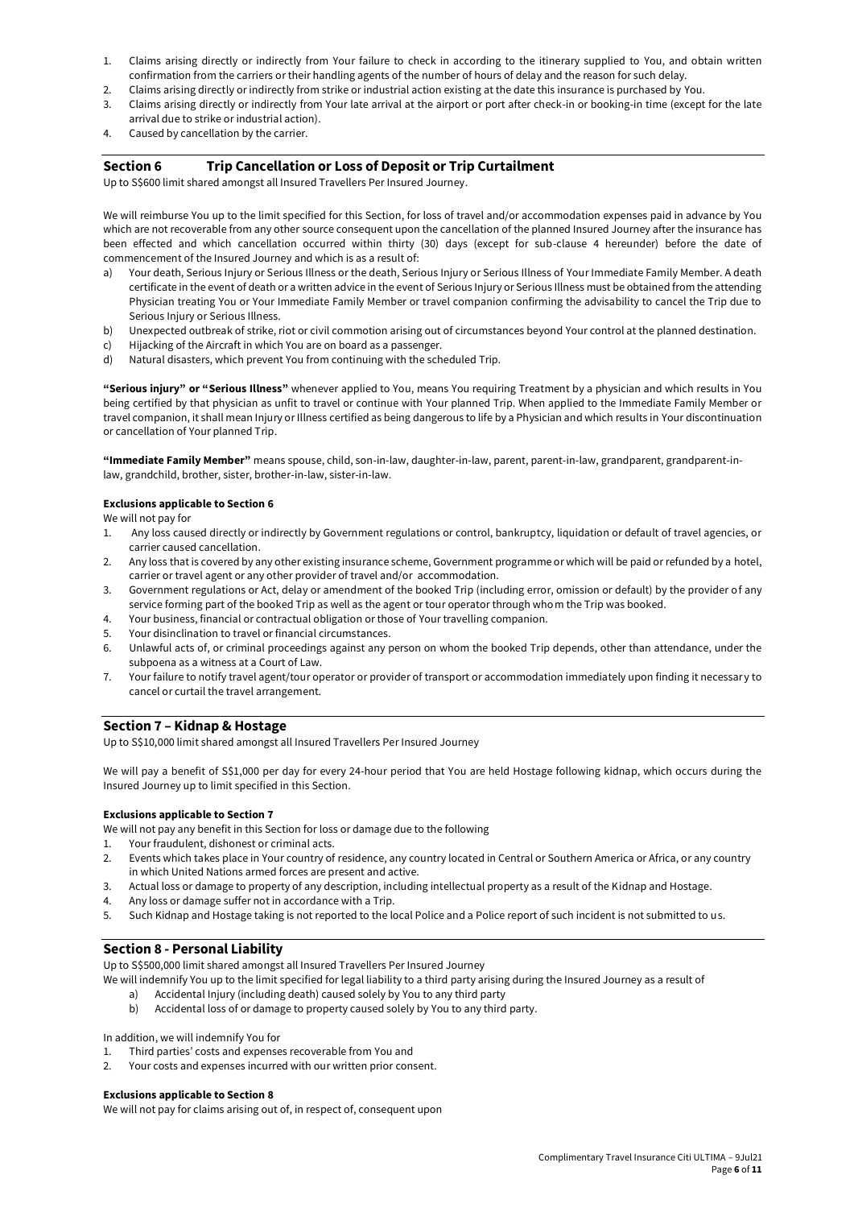1. Claims arising directly or indirectly from Your failure to check in according to the itinerary supplied to You, and obtain written confirmation from the carriers or their handling agents of the number of hours of delay and the reason for such delay.
2. Claims arising directly or indirectly from strike or industrial action existing at the date this insurance is purchased by You.
3. Claims arising directly or indirectly from Your late arrival at the airport or port after check-in or booking-in time (except for the late arrival due to strike or industrial action).
4. Caused by cancellation by the carrier.

## Section 6 Trip Cancellation or Loss of Deposit or Trip Curtailment

Up to S$600 limit shared amongst all Insured Travellers Per Insured Journey.

We will reimburse You up to the limit specified for this Section, for loss of travel and/or accommodation expenses paid in advance by You which are not recoverable from any other source consequent upon the cancellation of the planned Insured Journey after the insurance has been effected and which cancellation occurred within thirty (30) days (except for sub-clause 4 hereunder) before the date of commencement of the Insured Journey and which is as a result of:

a) Your death, Serious Injury or Serious Illness or the death, Serious Injury or Serious Illness of Your Immediate Family Member. A death certificate in the event of death or a written advice in the event of Serious Injury or Serious Illness must be obtained from the attending Physician treating You or Your Immediate Family Member or travel companion confirming the advisability to cancel the Trip due to Serious Injury or Serious Illness.
b) Unexpected outbreak of strike, riot or civil commotion arising out of circumstances beyond Your control at the planned destination.
c) Hijacking of the Aircraft in which You are on board as a passenger.
d) Natural disasters, which prevent You from continuing with the scheduled Trip.

**"Serious injury" or "Serious Illness"** whenever applied to You, means You requiring Treatment by a physician and which results in You being certified by that physician as unfit to travel or continue with Your planned Trip. When applied to the Immediate Family Member or travel companion, it shall mean Injury or Illness certified as being dangerous to life by a Physician and which results in Your discontinuation or cancellation of Your planned Trip.

**"Immediate Family Member"** means spouse, child, son-in-law, daughter-in-law, parent, parent-in-law, grandparent, grandparent-in-law, grandchild, brother, sister, brother-in-law, sister-in-law.

**Exclusions applicable to Section 6**

We will not pay for

1. Any loss caused directly or indirectly by Government regulations or control, bankruptcy, liquidation or default of travel agencies, or carrier caused cancellation.
2. Any loss that is covered by any other existing insurance scheme, Government programme or which will be paid or refunded by a hotel, carrier or travel agent or any other provider of travel and/or accommodation.
3. Government regulations or Act, delay or amendment of the booked Trip (including error, omission or default) by the provider of any service forming part of the booked Trip as well as the agent or tour operator through whom the Trip was booked.
4. Your business, financial or contractual obligation or those of Your travelling companion.
5. Your disinclination to travel or financial circumstances.
6. Unlawful acts of, or criminal proceedings against any person on whom the booked Trip depends, other than attendance, under the subpoena as a witness at a Court of Law.
7. Your failure to notify travel agent/tour operator or provider of transport or accommodation immediately upon finding it necessary to cancel or curtail the travel arrangement.

## Section 7 – Kidnap & Hostage

Up to S$10,000 limit shared amongst all Insured Travellers Per Insured Journey

We will pay a benefit of S$1,000 per day for every 24-hour period that You are held Hostage following kidnap, which occurs during the Insured Journey up to limit specified in this Section.

**Exclusions applicable to Section 7**

We will not pay any benefit in this Section for loss or damage due to the following

1. Your fraudulent, dishonest or criminal acts.
2. Events which takes place in Your country of residence, any country located in Central or Southern America or Africa, or any country in which United Nations armed forces are present and active.
3. Actual loss or damage to property of any description, including intellectual property as a result of the Kidnap and Hostage.
4. Any loss or damage suffer not in accordance with a Trip.
5. Such Kidnap and Hostage taking is not reported to the local Police and a Police report of such incident is not submitted to us.

## Section 8 - Personal Liability

Up to S$500,000 limit shared amongst all Insured Travellers Per Insured Journey

We will indemnify You up to the limit specified for legal liability to a third party arising during the Insured Journey as a result of

a) Accidental Injury (including death) caused solely by You to any third party
b) Accidental loss of or damage to property caused solely by You to any third party.

In addition, we will indemnify You for

1. Third parties' costs and expenses recoverable from You and
2. Your costs and expenses incurred with our written prior consent.

**Exclusions applicable to Section 8**

We will not pay for claims arising out of, in respect of, consequent upon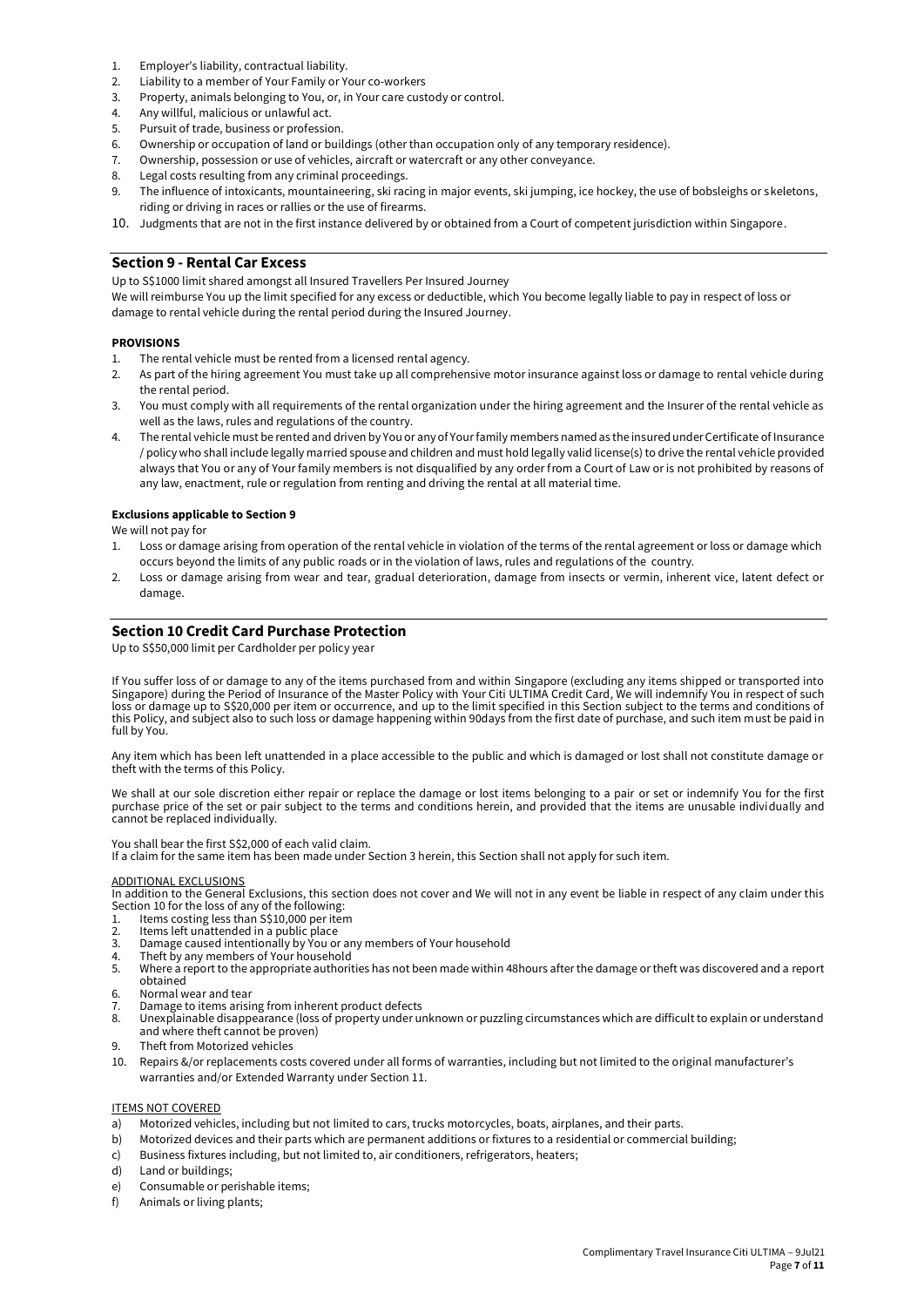1. Employer's liability, contractual liability.
2. Liability to a member of Your Family or Your co-workers
3. Property, animals belonging to You, or, in Your care custody or control.
4. Any willful, malicious or unlawful act.
5. Pursuit of trade, business or profession.
6. Ownership or occupation of land or buildings (other than occupation only of any temporary residence).
7. Ownership, possession or use of vehicles, aircraft or watercraft or any other conveyance.
8. Legal costs resulting from any criminal proceedings.
9. The influence of intoxicants, mountaineering, ski racing in major events, ski jumping, ice hockey, the use of bobsleighs or skeletons, riding or driving in races or rallies or the use of firearms.
10. Judgments that are not in the first instance delivered by or obtained from a Court of competent jurisdiction within Singapore.

## Section 9 - Rental Car Excess

Up to S$1000 limit shared amongst all Insured Travellers Per Insured Journey

We will reimburse You up the limit specified for any excess or deductible, which You become legally liable to pay in respect of loss or damage to rental vehicle during the rental period during the Insured Journey.

**PROVISIONS**

1. The rental vehicle must be rented from a licensed rental agency.
2. As part of the hiring agreement You must take up all comprehensive motor insurance against loss or damage to rental vehicle during the rental period.
3. You must comply with all requirements of the rental organization under the hiring agreement and the Insurer of the rental vehicle as well as the laws, rules and regulations of the country.
4. The rental vehicle must be rented and driven by You or any of Your family members named as the insured under Certificate of Insurance / policy who shall include legally married spouse and children and must hold legally valid license(s) to drive the rental vehicle provided always that You or any of Your family members is not disqualified by any order from a Court of Law or is not prohibited by reasons of any law, enactment, rule or regulation from renting and driving the rental at all material time.

**Exclusions applicable to Section 9**

We will not pay for

1. Loss or damage arising from operation of the rental vehicle in violation of the terms of the rental agreement or loss or damage which occurs beyond the limits of any public roads or in the violation of laws, rules and regulations of the country.
2. Loss or damage arising from wear and tear, gradual deterioration, damage from insects or vermin, inherent vice, latent defect or damage.

## Section 10 Credit Card Purchase Protection

Up to S$50,000 limit per Cardholder per policy year

If You suffer loss of or damage to any of the items purchased from and within Singapore (excluding any items shipped or transported into Singapore) during the Period of Insurance of the Master Policy with Your Citi ULTIMA Credit Card, We will indemnify You in respect of such loss or damage up to S$20,000 per item or occurrence, and up to the limit specified in this Section subject to the terms and conditions of this Policy, and subject also to such loss or damage happening within 90days from the first date of purchase, and such item must be paid in full by You.

Any item which has been left unattended in a place accessible to the public and which is damaged or lost shall not constitute damage or theft with the terms of this Policy.

We shall at our sole discretion either repair or replace the damage or lost items belonging to a pair or set or indemnify You for the first purchase price of the set or pair subject to the terms and conditions herein, and provided that the items are unusable individually and cannot be replaced individually.

You shall bear the first S$2,000 of each valid claim.

If a claim for the same item has been made under Section 3 herein, this Section shall not apply for such item.

ADDITIONAL EXCLUSIONS

In addition to the General Exclusions, this section does not cover and We will not in any event be liable in respect of any claim under this Section 10 for the loss of any of the following:

1. Items costing less than S$10,000 per item
2. Items left unattended in a public place
3. Damage caused intentionally by You or any members of Your household
4. Theft by any members of Your household
5. Where a report to the appropriate authorities has not been made within 48hours after the damage or theft was discovered and a report obtained
6. Normal wear and tear
7. Damage to items arising from inherent product defects
8. Unexplainable disappearance (loss of property under unknown or puzzling circumstances which are difficult to explain or understand and where theft cannot be proven)
9. Theft from Motorized vehicles
10. Repairs &/or replacements costs covered under all forms of warranties, including but not limited to the original manufacturer's warranties and/or Extended Warranty under Section 11.

ITEMS NOT COVERED

a) Motorized vehicles, including but not limited to cars, trucks motorcycles, boats, airplanes, and their parts.
b) Motorized devices and their parts which are permanent additions or fixtures to a residential or commercial building;
c) Business fixtures including, but not limited to, air conditioners, refrigerators, heaters;
d) Land or buildings;
e) Consumable or perishable items;
f) Animals or living plants;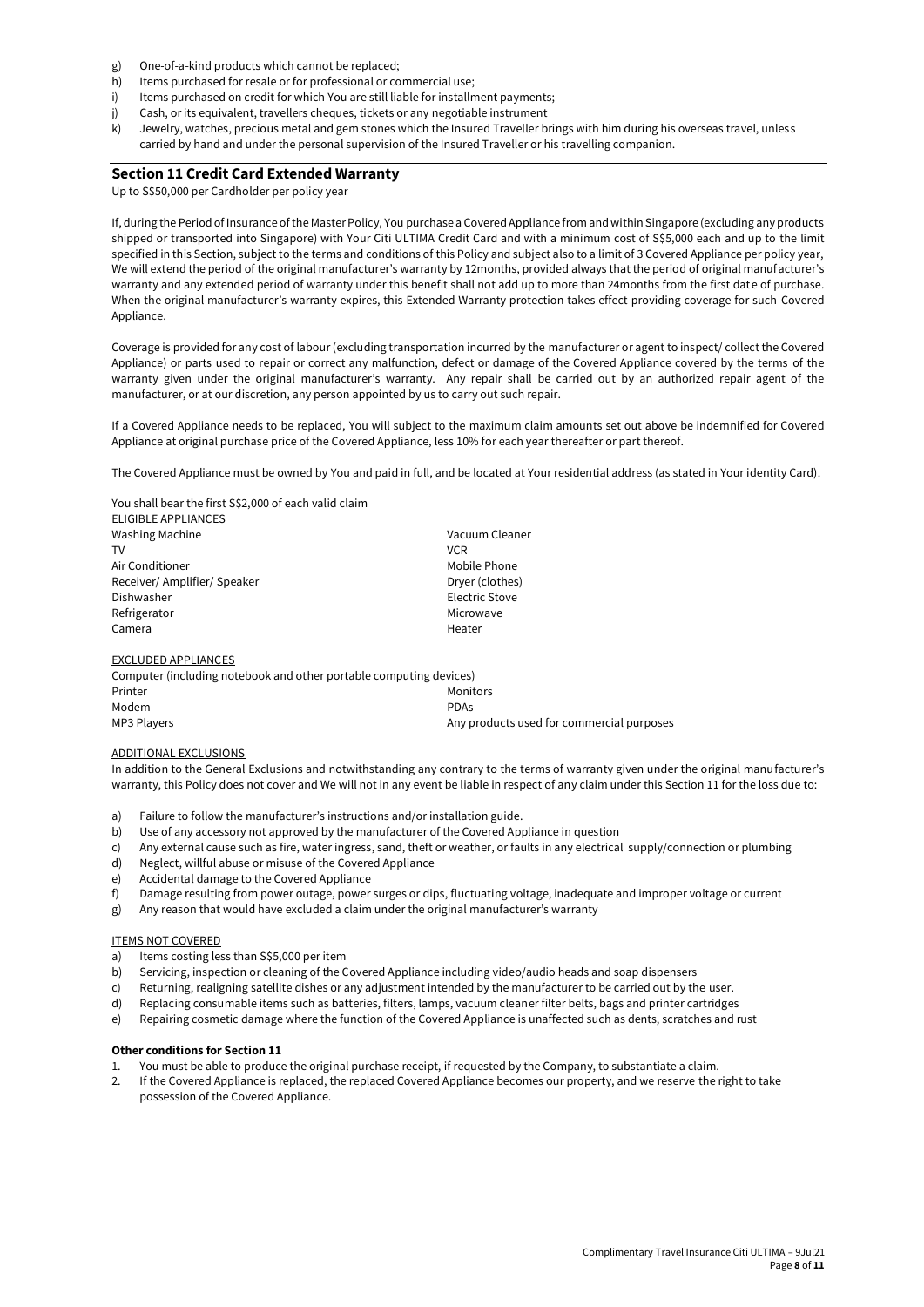g) One-of-a-kind products which cannot be replaced;
h) Items purchased for resale or for professional or commercial use;
i) Items purchased on credit for which You are still liable for installment payments;
j) Cash, or its equivalent, travellers cheques, tickets or any negotiable instrument
k) Jewelry, watches, precious metal and gem stones which the Insured Traveller brings with him during his overseas travel, unless carried by hand and under the personal supervision of the Insured Traveller or his travelling companion.

## Section 11 Credit Card Extended Warranty

Up to S$50,000 per Cardholder per policy year

If, during the Period of Insurance of the Master Policy, You purchase a Covered Appliance from and within Singapore (excluding any products shipped or transported into Singapore) with Your Citi ULTIMA Credit Card and with a minimum cost of S$5,000 each and up to the limit specified in this Section, subject to the terms and conditions of this Policy and subject also to a limit of 3 Covered Appliance per policy year, We will extend the period of the original manufacturer's warranty by 12months, provided always that the period of original manufacturer's warranty and any extended period of warranty under this benefit shall not add up to more than 24months from the first date of purchase. When the original manufacturer's warranty expires, this Extended Warranty protection takes effect providing coverage for such Covered Appliance.

Coverage is provided for any cost of labour (excluding transportation incurred by the manufacturer or agent to inspect/ collect the Covered Appliance) or parts used to repair or correct any malfunction, defect or damage of the Covered Appliance covered by the terms of the warranty given under the original manufacturer's warranty. Any repair shall be carried out by an authorized repair agent of the manufacturer, or at our discretion, any person appointed by us to carry out such repair.

If a Covered Appliance needs to be replaced, You will subject to the maximum claim amounts set out above be indemnified for Covered Appliance at original purchase price of the Covered Appliance, less 10% for each year thereafter or part thereof.

The Covered Appliance must be owned by You and paid in full, and be located at Your residential address (as stated in Your identity Card).

You shall bear the first S$2,000 of each valid claim

<u>ELIGIBLE APPLIANCES</u>

- Washing Machine
- TV
- Air Conditioner
- Receiver/ Amplifier/ Speaker
- Dishwasher
- Refrigerator
- Camera
- Vacuum Cleaner
- VCR
- Mobile Phone
- Dryer (clothes)
- Electric Stove
- Microwave
- Heater

<u>EXCLUDED APPLIANCES</u>

- Computer (including notebook and other portable computing devices)
- Printer
- Modem
- MP3 Players
- Monitors
- PDAs
- Any products used for commercial purposes

<u>ADDITIONAL EXCLUSIONS</u>

In addition to the General Exclusions and notwithstanding any contrary to the terms of warranty given under the original manufacturer's warranty, this Policy does not cover and We will not in any event be liable in respect of any claim under this Section 11 for the loss due to:

a) Failure to follow the manufacturer's instructions and/or installation guide.
b) Use of any accessory not approved by the manufacturer of the Covered Appliance in question
c) Any external cause such as fire, water ingress, sand, theft or weather, or faults in any electrical supply/connection or plumbing
d) Neglect, willful abuse or misuse of the Covered Appliance
e) Accidental damage to the Covered Appliance
f) Damage resulting from power outage, power surges or dips, fluctuating voltage, inadequate and improper voltage or current
g) Any reason that would have excluded a claim under the original manufacturer's warranty

<u>ITEMS NOT COVERED</u>

a) Items costing less than S$5,000 per item
b) Servicing, inspection or cleaning of the Covered Appliance including video/audio heads and soap dispensers
c) Returning, realigning satellite dishes or any adjustment intended by the manufacturer to be carried out by the user.
d) Replacing consumable items such as batteries, filters, lamps, vacuum cleaner filter belts, bags and printer cartridges
e) Repairing cosmetic damage where the function of the Covered Appliance is unaffected such as dents, scratches and rust

**Other conditions for Section 11**

1. You must be able to produce the original purchase receipt, if requested by the Company, to substantiate a claim.
2. If the Covered Appliance is replaced, the replaced Covered Appliance becomes our property, and we reserve the right to take possession of the Covered Appliance.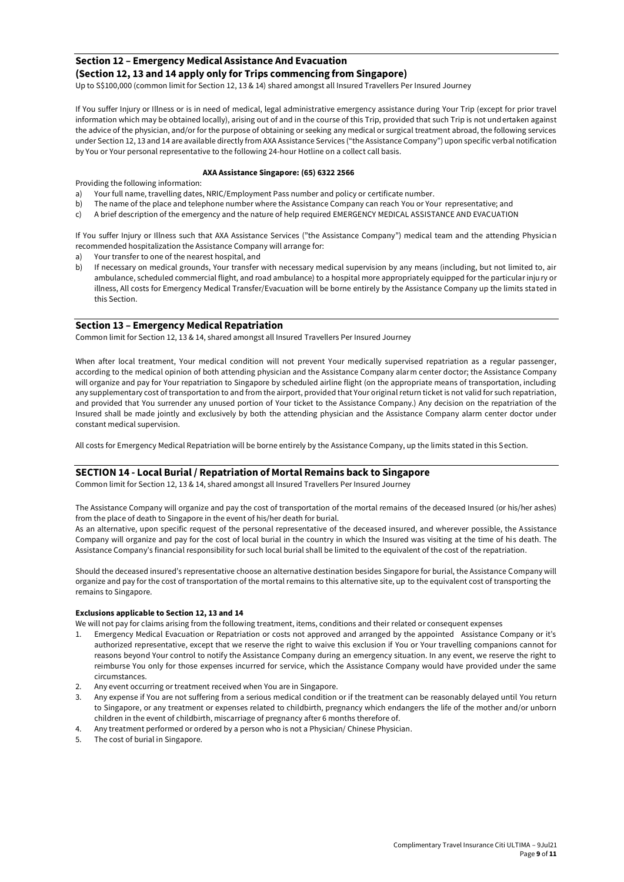## Section 12 – Emergency Medical Assistance And Evacuation

### (Section 12, 13 and 14 apply only for Trips commencing from Singapore)

Up to S$100,000 (common limit for Section 12, 13 & 14) shared amongst all Insured Travellers Per Insured Journey

If You suffer Injury or Illness or is in need of medical, legal administrative emergency assistance during Your Trip (except for prior travel information which may be obtained locally), arising out of and in the course of this Trip, provided that such Trip is not undertaken against the advice of the physician, and/or for the purpose of obtaining or seeking any medical or surgical treatment abroad, the following services under Section 12, 13 and 14 are available directly from AXA Assistance Services ("the Assistance Company") upon specific verbal notification by You or Your personal representative to the following 24-hour Hotline on a collect call basis.

**AXA Assistance Singapore: (65) 6322 2566**

Providing the following information:

a) Your full name, travelling dates, NRIC/Employment Pass number and policy or certificate number.
b) The name of the place and telephone number where the Assistance Company can reach You or Your representative; and
c) A brief description of the emergency and the nature of help required EMERGENCY MEDICAL ASSISTANCE AND EVACUATION

If You suffer Injury or Illness such that AXA Assistance Services ("the Assistance Company") medical team and the attending Physician recommended hospitalization the Assistance Company will arrange for:

a) Your transfer to one of the nearest hospital, and
b) If necessary on medical grounds, Your transfer with necessary medical supervision by any means (including, but not limited to, air ambulance, scheduled commercial flight, and road ambulance) to a hospital more appropriately equipped for the particular injury or illness, All costs for Emergency Medical Transfer/Evacuation will be borne entirely by the Assistance Company up the limits stated in this Section.

## Section 13 – Emergency Medical Repatriation

Common limit for Section 12, 13 & 14, shared amongst all Insured Travellers Per Insured Journey

When after local treatment, Your medical condition will not prevent Your medically supervised repatriation as a regular passenger, according to the medical opinion of both attending physician and the Assistance Company alarm center doctor; the Assistance Company will organize and pay for Your repatriation to Singapore by scheduled airline flight (on the appropriate means of transportation, including any supplementary cost of transportation to and from the airport, provided that Your original return ticket is not valid for such repatriation, and provided that You surrender any unused portion of Your ticket to the Assistance Company.) Any decision on the repatriation of the Insured shall be made jointly and exclusively by both the attending physician and the Assistance Company alarm center doctor under constant medical supervision.

All costs for Emergency Medical Repatriation will be borne entirely by the Assistance Company, up the limits stated in this Section.

## SECTION 14 - Local Burial / Repatriation of Mortal Remains back to Singapore

Common limit for Section 12, 13 & 14, shared amongst all Insured Travellers Per Insured Journey

The Assistance Company will organize and pay the cost of transportation of the mortal remains of the deceased Insured (or his/her ashes) from the place of death to Singapore in the event of his/her death for burial.

As an alternative, upon specific request of the personal representative of the deceased insured, and wherever possible, the Assistance Company will organize and pay for the cost of local burial in the country in which the Insured was visiting at the time of his death. The Assistance Company's financial responsibility for such local burial shall be limited to the equivalent of the cost of the repatriation.

Should the deceased insured's representative choose an alternative destination besides Singapore for burial, the Assistance Company will organize and pay for the cost of transportation of the mortal remains to this alternative site, up to the equivalent cost of transporting the remains to Singapore.

**Exclusions applicable to Section 12, 13 and 14**

We will not pay for claims arising from the following treatment, items, conditions and their related or consequent expenses

1. Emergency Medical Evacuation or Repatriation or costs not approved and arranged by the appointed Assistance Company or it's authorized representative, except that we reserve the right to waive this exclusion if You or Your travelling companions cannot for reasons beyond Your control to notify the Assistance Company during an emergency situation. In any event, we reserve the right to reimburse You only for those expenses incurred for service, which the Assistance Company would have provided under the same circumstances.
2. Any event occurring or treatment received when You are in Singapore.
3. Any expense if You are not suffering from a serious medical condition or if the treatment can be reasonably delayed until You return to Singapore, or any treatment or expenses related to childbirth, pregnancy which endangers the life of the mother and/or unborn children in the event of childbirth, miscarriage of pregnancy after 6 months therefore of.
4. Any treatment performed or ordered by a person who is not a Physician/ Chinese Physician.
5. The cost of burial in Singapore.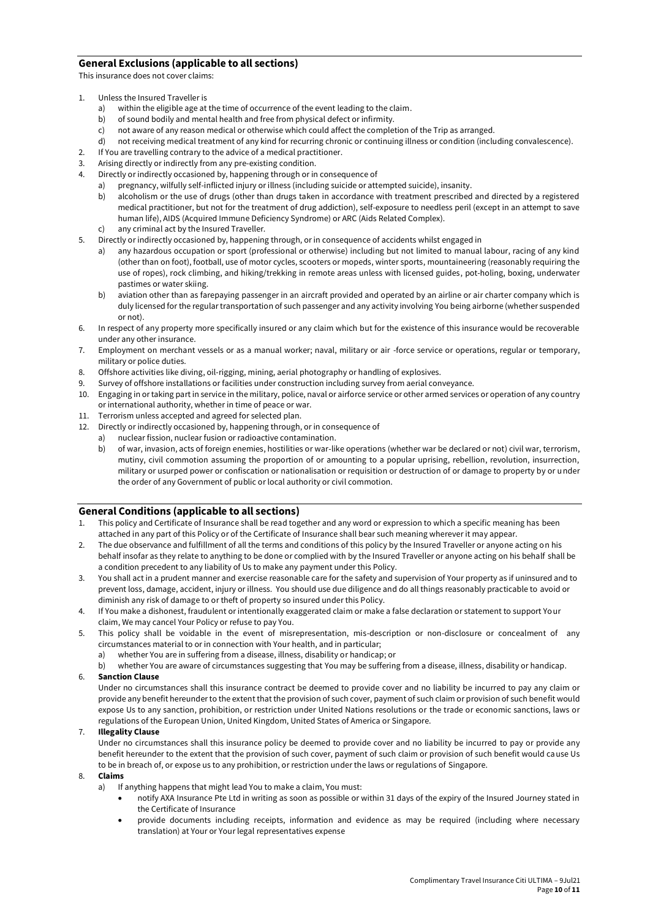## General Exclusions (applicable to all sections)

This insurance does not cover claims:

1. Unless the Insured Traveller is
   a) within the eligible age at the time of occurrence of the event leading to the claim.
   b) of sound bodily and mental health and free from physical defect or infirmity.
   c) not aware of any reason medical or otherwise which could affect the completion of the Trip as arranged.
   d) not receiving medical treatment of any kind for recurring chronic or continuing illness or condition (including convalescence).
2. If You are travelling contrary to the advice of a medical practitioner.
3. Arising directly or indirectly from any pre-existing condition.
4. Directly or indirectly occasioned by, happening through or in consequence of
   a) pregnancy, wilfully self-inflicted injury or illness (including suicide or attempted suicide), insanity.
   b) alcoholism or the use of drugs (other than drugs taken in accordance with treatment prescribed and directed by a registered medical practitioner, but not for the treatment of drug addiction), self-exposure to needless peril (except in an attempt to save human life), AIDS (Acquired Immune Deficiency Syndrome) or ARC (Aids Related Complex).
   c) any criminal act by the Insured Traveller.
5. Directly or indirectly occasioned by, happening through, or in consequence of accidents whilst engaged in
   a) any hazardous occupation or sport (professional or otherwise) including but not limited to manual labour, racing of any kind (other than on foot), football, use of motor cycles, scooters or mopeds, winter sports, mountaineering (reasonably requiring the use of ropes), rock climbing, and hiking/trekking in remote areas unless with licensed guides, pot-holing, boxing, underwater pastimes or water skiing.
   b) aviation other than as farepaying passenger in an aircraft provided and operated by an airline or air charter company which is duly licensed for the regular transportation of such passenger and any activity involving You being airborne (whether suspended or not).
6. In respect of any property more specifically insured or any claim which but for the existence of this insurance would be recoverable under any other insurance.
7. Employment on merchant vessels or as a manual worker; naval, military or air -force service or operations, regular or temporary, military or police duties.
8. Offshore activities like diving, oil-rigging, mining, aerial photography or handling of explosives.
9. Survey of offshore installations or facilities under construction including survey from aerial conveyance.
10. Engaging in or taking part in service in the military, police, naval or airforce service or other armed services or operation of any country or international authority, whether in time of peace or war.
11. Terrorism unless accepted and agreed for selected plan.
12. Directly or indirectly occasioned by, happening through, or in consequence of
    a) nuclear fission, nuclear fusion or radioactive contamination.
    b) of war, invasion, acts of foreign enemies, hostilities or war-like operations (whether war be declared or not) civil war, terrorism, mutiny, civil commotion assuming the proportion of or amounting to a popular uprising, rebellion, revolution, insurrection, military or usurped power or confiscation or nationalisation or requisition or destruction of or damage to property by or under the order of any Government of public or local authority or civil commotion.

## General Conditions (applicable to all sections)

1. This policy and Certificate of Insurance shall be read together and any word or expression to which a specific meaning has been attached in any part of this Policy or of the Certificate of Insurance shall bear such meaning wherever it may appear.
2. The due observance and fulfillment of all the terms and conditions of this policy by the Insured Traveller or anyone acting on his behalf insofar as they relate to anything to be done or complied with by the Insured Traveller or anyone acting on his behalf shall be a condition precedent to any liability of Us to make any payment under this Policy.
3. You shall act in a prudent manner and exercise reasonable care for the safety and supervision of Your property as if uninsured and to prevent loss, damage, accident, injury or illness. You should use due diligence and do all things reasonably practicable to avoid or diminish any risk of damage to or theft of property so insured under this Policy.
4. If You make a dishonest, fraudulent or intentionally exaggerated claim or make a false declaration or statement to support Your claim, We may cancel Your Policy or refuse to pay You.
5. This policy shall be voidable in the event of misrepresentation, mis-description or non-disclosure or concealment of any circumstances material to or in connection with Your health, and in particular;
   a) whether You are in suffering from a disease, illness, disability or handicap; or
   b) whether You are aware of circumstances suggesting that You may be suffering from a disease, illness, disability or handicap.
6. **Sanction Clause**

   Under no circumstances shall this insurance contract be deemed to provide cover and no liability be incurred to pay any claim or provide any benefit hereunder to the extent that the provision of such cover, payment of such claim or provision of such benefit would expose Us to any sanction, prohibition, or restriction under United Nations resolutions or the trade or economic sanctions, laws or regulations of the European Union, United Kingdom, United States of America or Singapore.
7. **Illegality Clause**

   Under no circumstances shall this insurance policy be deemed to provide cover and no liability be incurred to pay or provide any benefit hereunder to the extent that the provision of such cover, payment of such claim or provision of such benefit would cause Us to be in breach of, or expose us to any prohibition, or restriction under the laws or regulations of Singapore.
8. **Claims**
   a) If anything happens that might lead You to make a claim, You must:
      - notify AXA Insurance Pte Ltd in writing as soon as possible or within 31 days of the expiry of the Insured Journey stated in the Certificate of Insurance
      - provide documents including receipts, information and evidence as may be required (including where necessary translation) at Your or Your legal representatives expense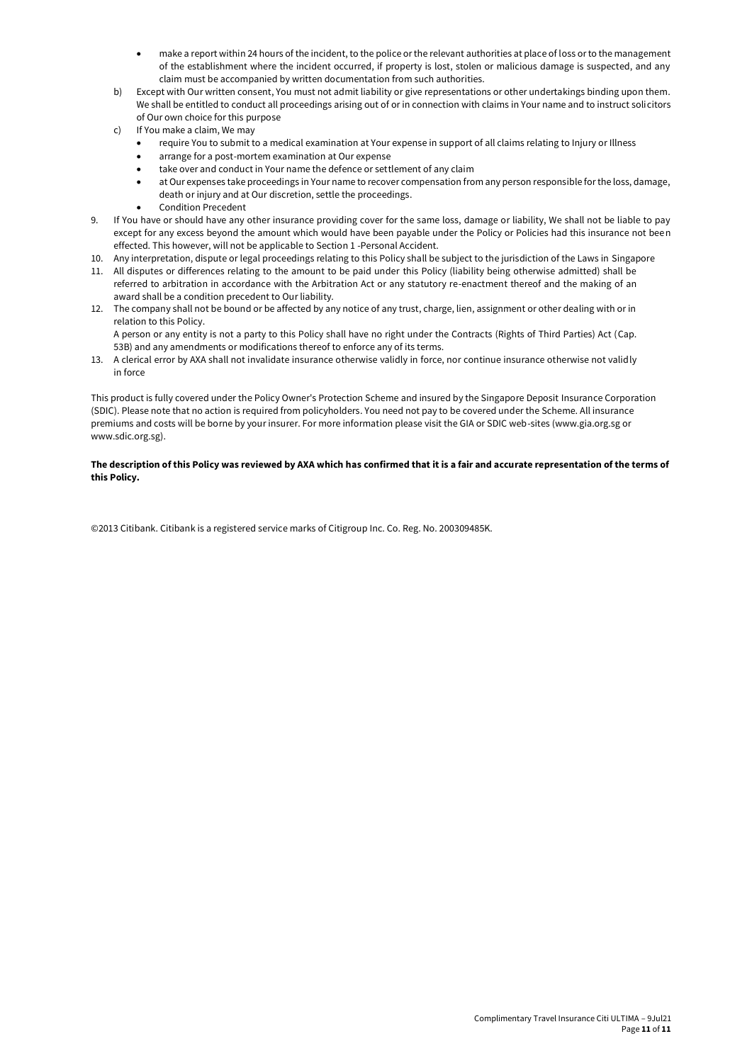- make a report within 24 hours of the incident, to the police or the relevant authorities at place of loss or to the management of the establishment where the incident occurred, if property is lost, stolen or malicious damage is suspected, and any claim must be accompanied by written documentation from such authorities.

b) Except with Our written consent, You must not admit liability or give representations or other undertakings binding upon them. We shall be entitled to conduct all proceedings arising out of or in connection with claims in Your name and to instruct solicitors of Our own choice for this purpose

c) If You make a claim, We may
   - require You to submit to a medical examination at Your expense in support of all claims relating to Injury or Illness
   - arrange for a post-mortem examination at Our expense
   - take over and conduct in Your name the defence or settlement of any claim
   - at Our expenses take proceedings in Your name to recover compensation from any person responsible for the loss, damage, death or injury and at Our discretion, settle the proceedings.
   - Condition Precedent

9. If You have or should have any other insurance providing cover for the same loss, damage or liability, We shall not be liable to pay except for any excess beyond the amount which would have been payable under the Policy or Policies had this insurance not been effected. This however, will not be applicable to Section 1 -Personal Accident.
10. Any interpretation, dispute or legal proceedings relating to this Policy shall be subject to the jurisdiction of the Laws in Singapore
11. All disputes or differences relating to the amount to be paid under this Policy (liability being otherwise admitted) shall be referred to arbitration in accordance with the Arbitration Act or any statutory re-enactment thereof and the making of an award shall be a condition precedent to Our liability.
12. The company shall not be bound or be affected by any notice of any trust, charge, lien, assignment or other dealing with or in relation to this Policy.
    A person or any entity is not a party to this Policy shall have no right under the Contracts (Rights of Third Parties) Act (Cap. 53B) and any amendments or modifications thereof to enforce any of its terms.
13. A clerical error by AXA shall not invalidate insurance otherwise validly in force, nor continue insurance otherwise not validly in force

This product is fully covered under the Policy Owner's Protection Scheme and insured by the Singapore Deposit Insurance Corporation (SDIC). Please note that no action is required from policyholders. You need not pay to be covered under the Scheme. All insurance premiums and costs will be borne by your insurer. For more information please visit the GIA or SDIC web-sites (www.gia.org.sg or www.sdic.org.sg).

**The description of this Policy was reviewed by AXA which has confirmed that it is a fair and accurate representation of the terms of this Policy.**

©2013 Citibank. Citibank is a registered service marks of Citigroup Inc. Co. Reg. No. 200309485K.